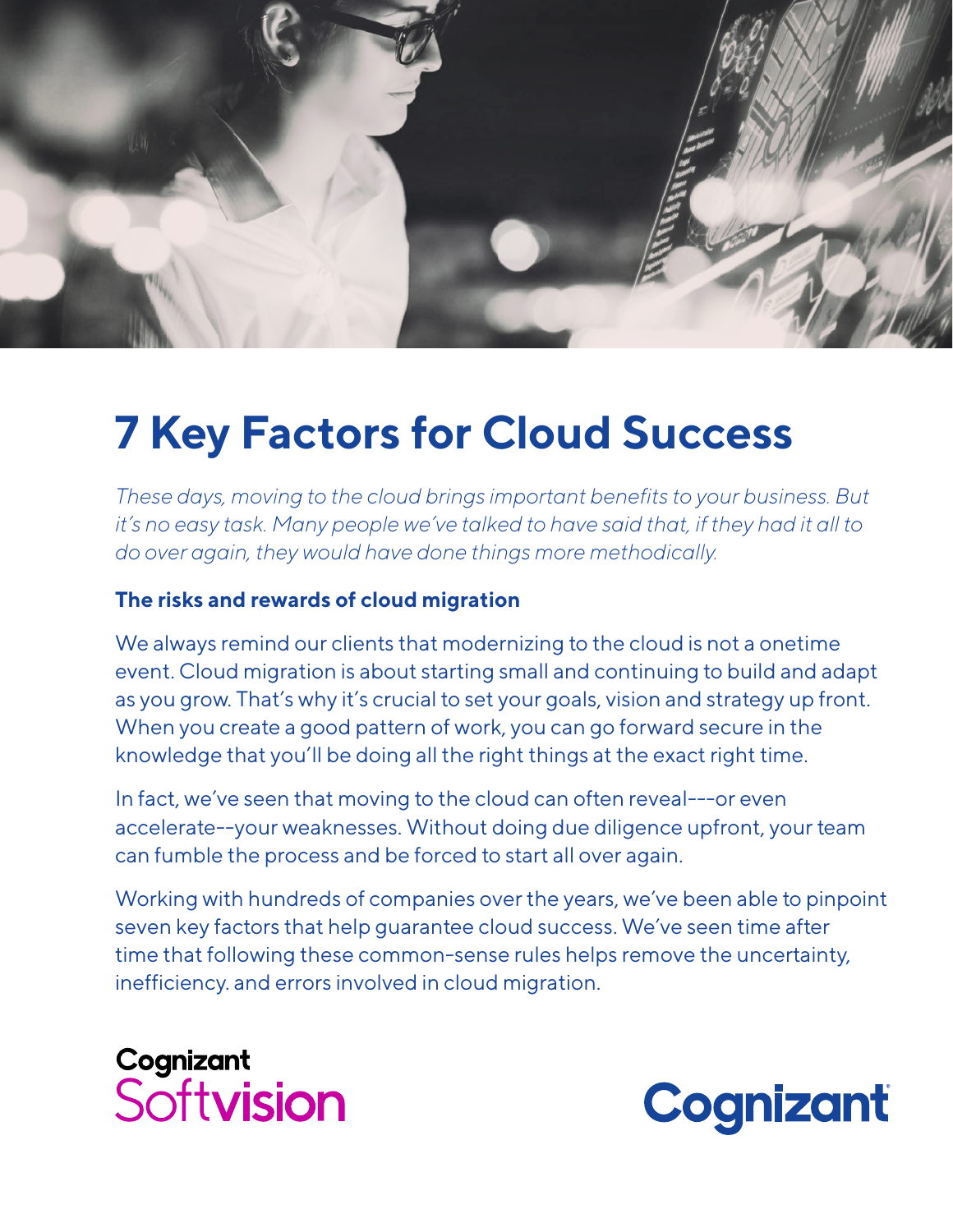# 7 Key Factors for Cloud Success

*These days, moving to the cloud brings important benefits to your business. But it's no easy task. Many people we've talked to have said that, if they had it all to do over again, they would have done things more methodically.*

**The risks and rewards of cloud migration**

We always remind our clients that modernizing to the cloud is not a onetime event. Cloud migration is about starting small and continuing to build and adapt as you grow. That's why it's crucial to set your goals, vision and strategy up front. When you create a good pattern of work, you can go forward secure in the knowledge that you'll be doing all the right things at the exact right time.

In fact, we've seen that moving to the cloud can often reveal---or even accelerate--your weaknesses. Without doing due diligence upfront, your team can fumble the process and be forced to start all over again.

Working with hundreds of companies over the years, we've been able to pinpoint seven key factors that help guarantee cloud success. We've seen time after time that following these common-sense rules helps remove the uncertainty, inefficiency. and errors involved in cloud migration.

Cognizant Softvision

Cognizant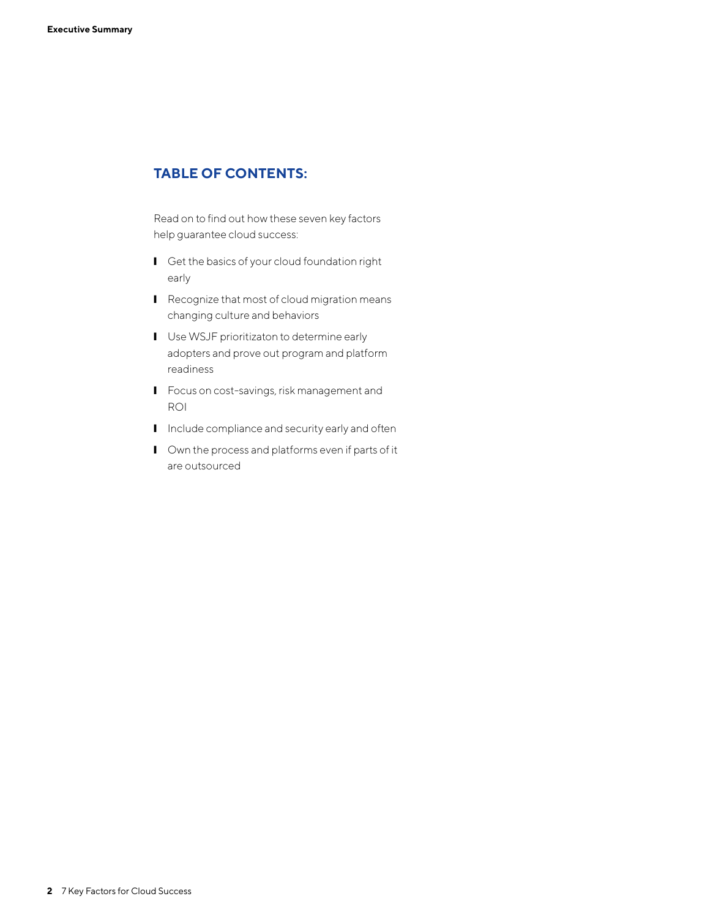## TABLE OF CONTENTS:

Read on to find out how these seven key factors help guarantee cloud success:

- Get the basics of your cloud foundation right early
- Recognize that most of cloud migration means changing culture and behaviors
- Use WSJF prioritizaton to determine early adopters and prove out program and platform readiness
- Focus on cost-savings, risk management and ROI
- Include compliance and security early and often
- Own the process and platforms even if parts of it are outsourced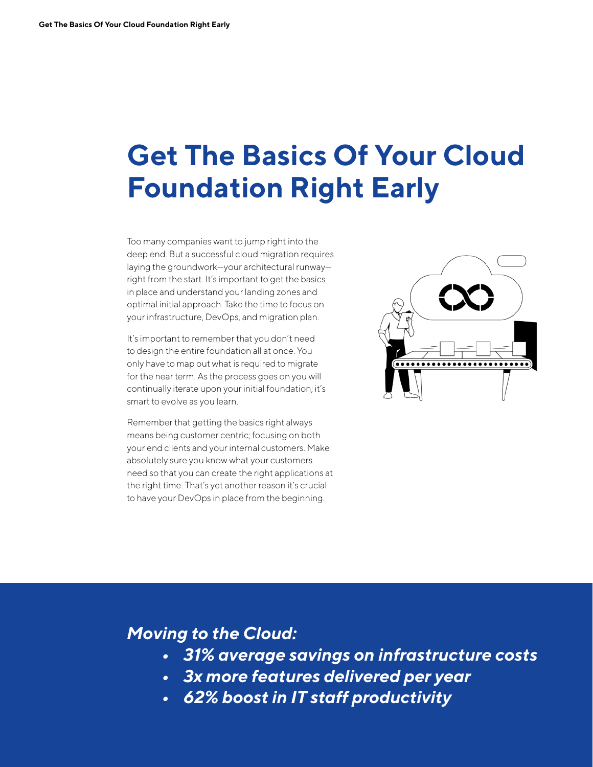# Get The Basics Of Your Cloud Foundation Right Early

Too many companies want to jump right into the deep end. But a successful cloud migration requires laying the groundwork—your architectural runway—right from the start. It's important to get the basics in place and understand your landing zones and optimal initial approach. Take the time to focus on your infrastructure, DevOps, and migration plan.

It's important to remember that you don't need to design the entire foundation all at once. You only have to map out what is required to migrate for the near term. As the process goes on you will continually iterate upon your initial foundation; it's smart to evolve as you learn.

Remember that getting the basics right always means being customer centric; focusing on both your end clients and your internal customers. Make absolutely sure you know what your customers need so that you can create the right applications at the right time. That's yet another reason it's crucial to have your DevOps in place from the beginning.

***Moving to the Cloud:***

- ***31% average savings on infrastructure costs***
- ***3x more features delivered per year***
- ***62% boost in IT staff productivity***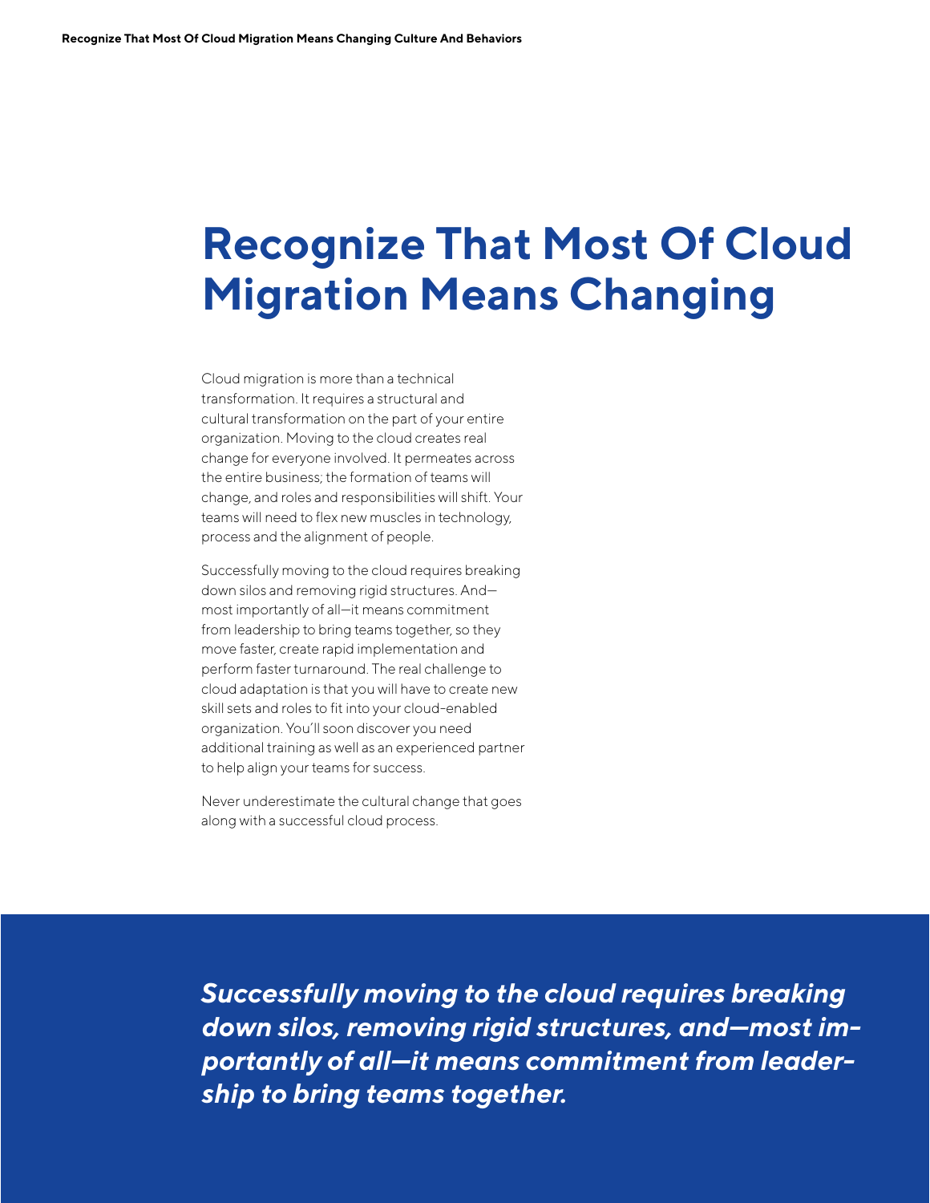# Recognize That Most Of Cloud Migration Means Changing

Cloud migration is more than a technical transformation. It requires a structural and cultural transformation on the part of your entire organization. Moving to the cloud creates real change for everyone involved. It permeates across the entire business; the formation of teams will change, and roles and responsibilities will shift. Your teams will need to flex new muscles in technology, process and the alignment of people.

Successfully moving to the cloud requires breaking down silos and removing rigid structures. And—most importantly of all—it means commitment from leadership to bring teams together, so they move faster, create rapid implementation and perform faster turnaround. The real challenge to cloud adaptation is that you will have to create new skill sets and roles to fit into your cloud-enabled organization. You'll soon discover you need additional training as well as an experienced partner to help align your teams for success.

Never underestimate the cultural change that goes along with a successful cloud process.

***Successfully moving to the cloud requires breaking down silos, removing rigid structures, and—most importantly of all—it means commitment from leadership to bring teams together.***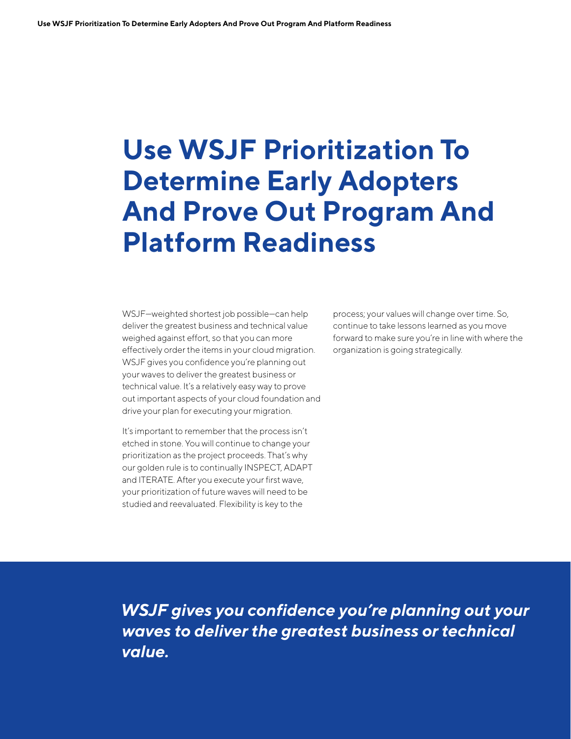# Use WSJF Prioritization To Determine Early Adopters And Prove Out Program And Platform Readiness

WSJF—weighted shortest job possible—can help deliver the greatest business and technical value weighed against effort, so that you can more effectively order the items in your cloud migration. WSJF gives you confidence you're planning out your waves to deliver the greatest business or technical value. It's a relatively easy way to prove out important aspects of your cloud foundation and drive your plan for executing your migration.

It's important to remember that the process isn't etched in stone. You will continue to change your prioritization as the project proceeds. That's why our golden rule is to continually INSPECT, ADAPT and ITERATE. After you execute your first wave, your prioritization of future waves will need to be studied and reevaluated. Flexibility is key to the process; your values will change over time. So, continue to take lessons learned as you move forward to make sure you're in line with where the organization is going strategically.

***WSJF gives you confidence you're planning out your waves to deliver the greatest business or technical value.***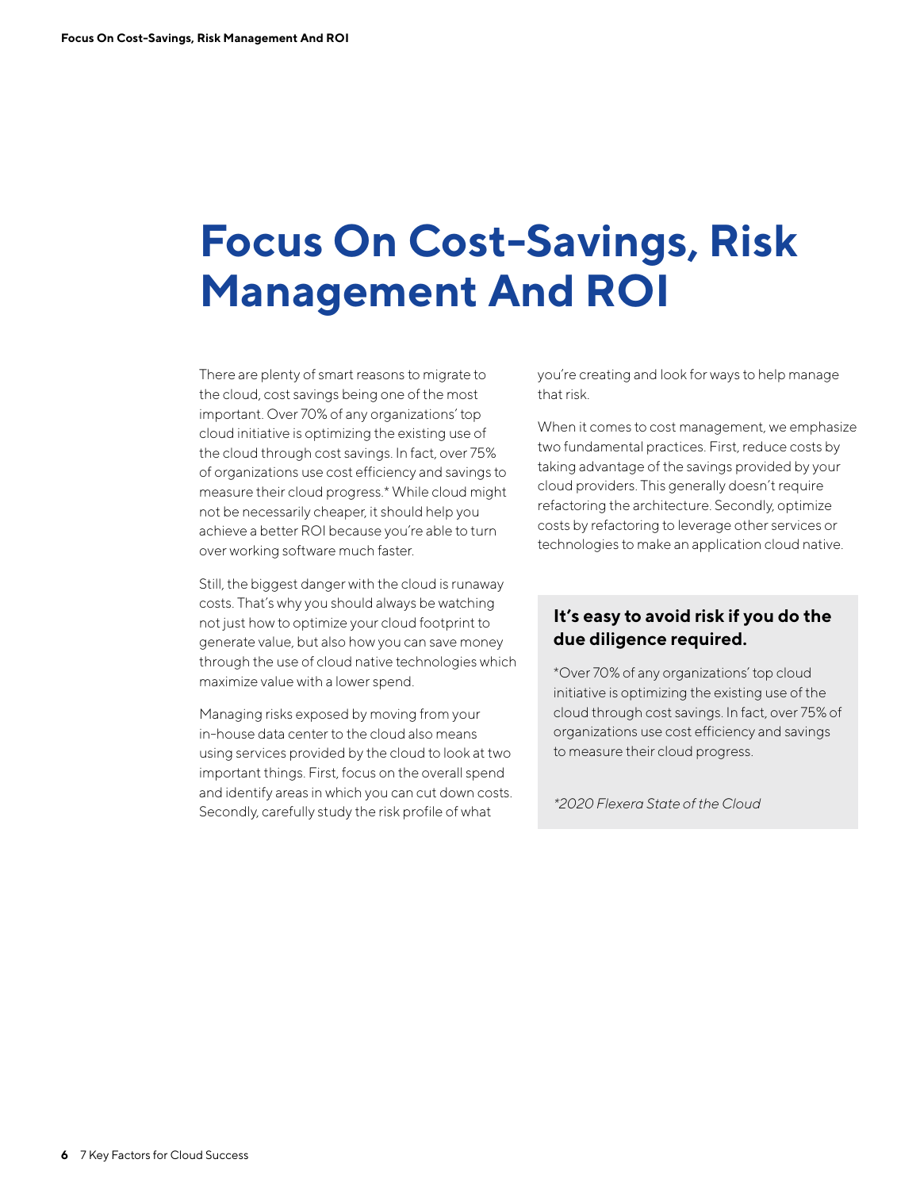# Focus On Cost-Savings, Risk Management And ROI

There are plenty of smart reasons to migrate to the cloud, cost savings being one of the most important. Over 70% of any organizations' top cloud initiative is optimizing the existing use of the cloud through cost savings. In fact, over 75% of organizations use cost efficiency and savings to measure their cloud progress.* While cloud might not be necessarily cheaper, it should help you achieve a better ROI because you're able to turn over working software much faster.

Still, the biggest danger with the cloud is runaway costs. That's why you should always be watching not just how to optimize your cloud footprint to generate value, but also how you can save money through the use of cloud native technologies which maximize value with a lower spend.

Managing risks exposed by moving from your in-house data center to the cloud also means using services provided by the cloud to look at two important things. First, focus on the overall spend and identify areas in which you can cut down costs. Secondly, carefully study the risk profile of what you're creating and look for ways to help manage that risk.

When it comes to cost management, we emphasize two fundamental practices. First, reduce costs by taking advantage of the savings provided by your cloud providers. This generally doesn't require refactoring the architecture. Secondly, optimize costs by refactoring to leverage other services or technologies to make an application cloud native.

**It's easy to avoid risk if you do the due diligence required.**

*Over 70% of any organizations' top cloud initiative is optimizing the existing use of the cloud through cost savings. In fact, over 75% of organizations use cost efficiency and savings to measure their cloud progress.

*\*2020 Flexera State of the Cloud*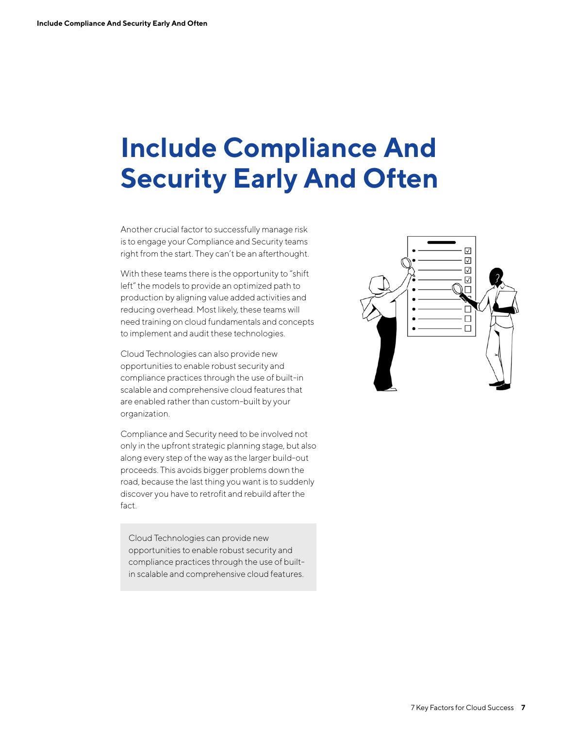# Include Compliance And Security Early And Often

Another crucial factor to successfully manage risk is to engage your Compliance and Security teams right from the start. They can't be an afterthought.

With these teams there is the opportunity to "shift left" the models to provide an optimized path to production by aligning value added activities and reducing overhead. Most likely, these teams will need training on cloud fundamentals and concepts to implement and audit these technologies.

Cloud Technologies can also provide new opportunities to enable robust security and compliance practices through the use of built-in scalable and comprehensive cloud features that are enabled rather than custom-built by your organization.

Compliance and Security need to be involved not only in the upfront strategic planning stage, but also along every step of the way as the larger build-out proceeds. This avoids bigger problems down the road, because the last thing you want is to suddenly discover you have to retrofit and rebuild after the fact.

> Cloud Technologies can provide new opportunities to enable robust security and compliance practices through the use of built-in scalable and comprehensive cloud features.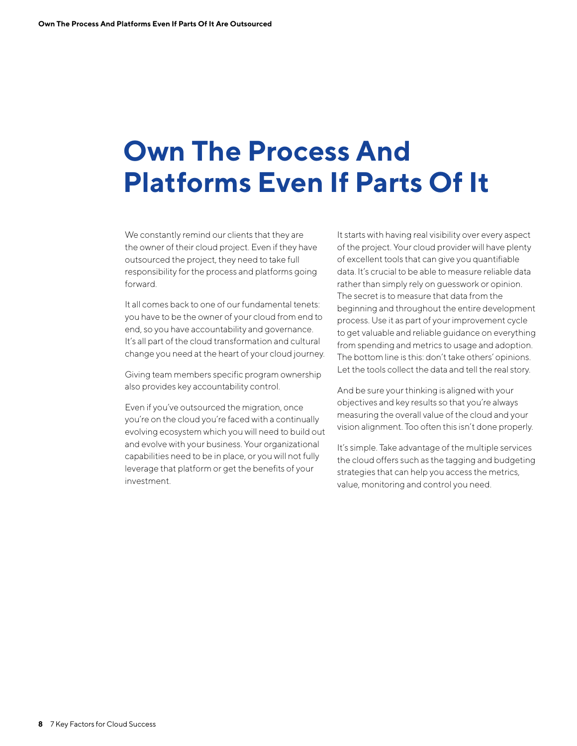# Own The Process And Platforms Even If Parts Of It

We constantly remind our clients that they are the owner of their cloud project. Even if they have outsourced the project, they need to take full responsibility for the process and platforms going forward.

It all comes back to one of our fundamental tenets: you have to be the owner of your cloud from end to end, so you have accountability and governance. It's all part of the cloud transformation and cultural change you need at the heart of your cloud journey.

Giving team members specific program ownership also provides key accountability control.

Even if you've outsourced the migration, once you're on the cloud you're faced with a continually evolving ecosystem which you will need to build out and evolve with your business. Your organizational capabilities need to be in place, or you will not fully leverage that platform or get the benefits of your investment.

It starts with having real visibility over every aspect of the project. Your cloud provider will have plenty of excellent tools that can give you quantifiable data. It's crucial to be able to measure reliable data rather than simply rely on guesswork or opinion. The secret is to measure that data from the beginning and throughout the entire development process. Use it as part of your improvement cycle to get valuable and reliable guidance on everything from spending and metrics to usage and adoption. The bottom line is this: don't take others' opinions. Let the tools collect the data and tell the real story.

And be sure your thinking is aligned with your objectives and key results so that you're always measuring the overall value of the cloud and your vision alignment. Too often this isn't done properly.

It's simple. Take advantage of the multiple services the cloud offers such as the tagging and budgeting strategies that can help you access the metrics, value, monitoring and control you need.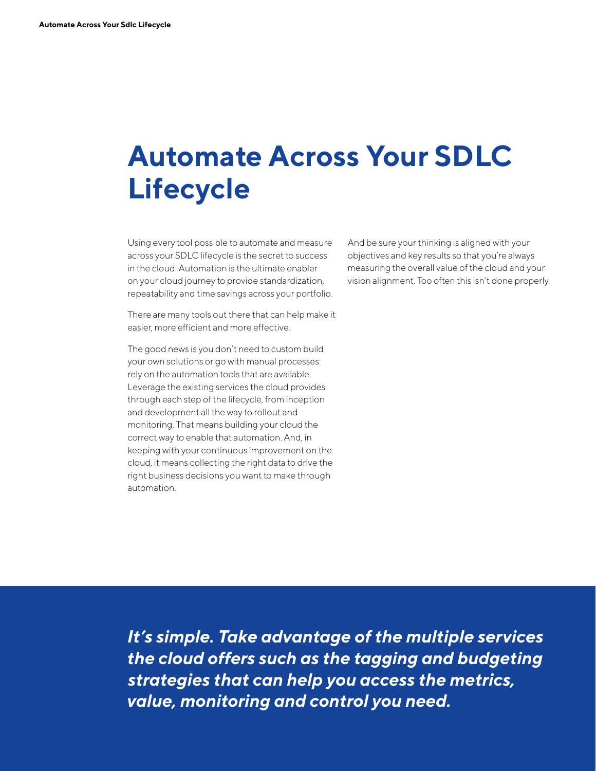# Automate Across Your SDLC Lifecycle

Using every tool possible to automate and measure across your SDLC lifecycle is the secret to success in the cloud. Automation is the ultimate enabler on your cloud journey to provide standardization, repeatability and time savings across your portfolio.

There are many tools out there that can help make it easier, more efficient and more effective.

The good news is you don't need to custom build your own solutions or go with manual processes: rely on the automation tools that are available. Leverage the existing services the cloud provides through each step of the lifecycle, from inception and development all the way to rollout and monitoring. That means building your cloud the correct way to enable that automation. And, in keeping with your continuous improvement on the cloud, it means collecting the right data to drive the right business decisions you want to make through automation.

And be sure your thinking is aligned with your objectives and key results so that you're always measuring the overall value of the cloud and your vision alignment. Too often this isn't done properly.

***It's simple. Take advantage of the multiple services the cloud offers such as the tagging and budgeting strategies that can help you access the metrics, value, monitoring and control you need.***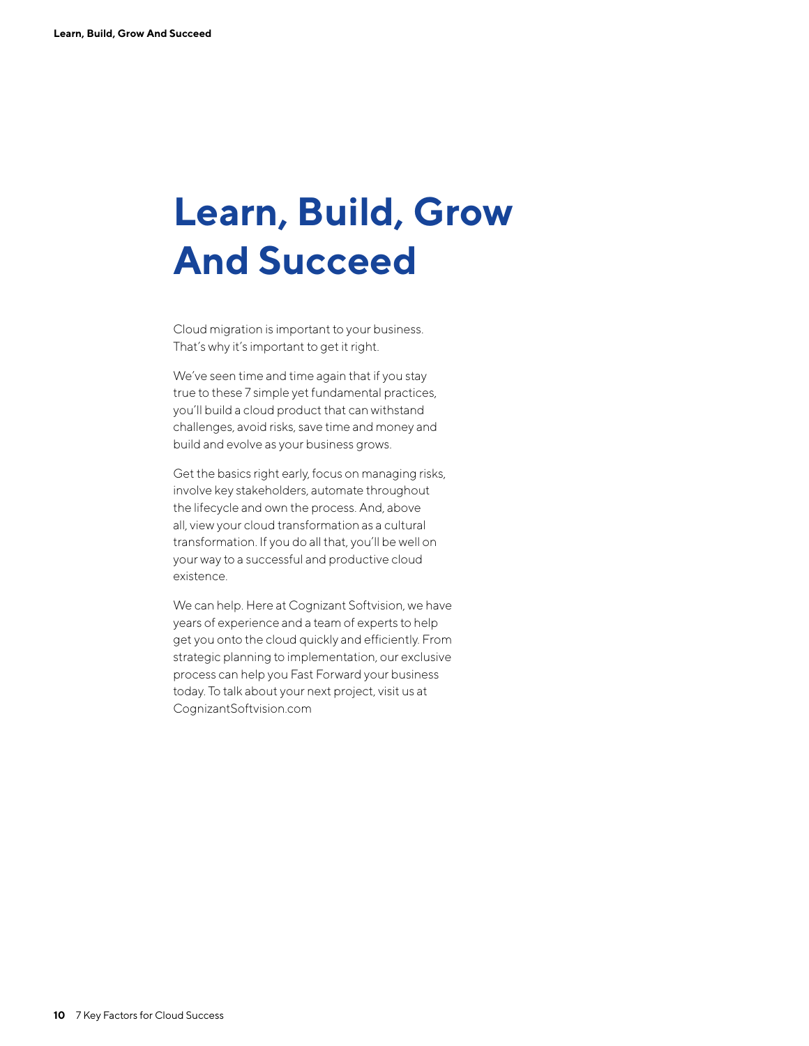# Learn, Build, Grow And Succeed

Cloud migration is important to your business. That's why it's important to get it right.

We've seen time and time again that if you stay true to these 7 simple yet fundamental practices, you'll build a cloud product that can withstand challenges, avoid risks, save time and money and build and evolve as your business grows.

Get the basics right early, focus on managing risks, involve key stakeholders, automate throughout the lifecycle and own the process. And, above all, view your cloud transformation as a cultural transformation. If you do all that, you'll be well on your way to a successful and productive cloud existence.

We can help. Here at Cognizant Softvision, we have years of experience and a team of experts to help get you onto the cloud quickly and efficiently. From strategic planning to implementation, our exclusive process can help you Fast Forward your business today. To talk about your next project, visit us at CognizantSoftvision.com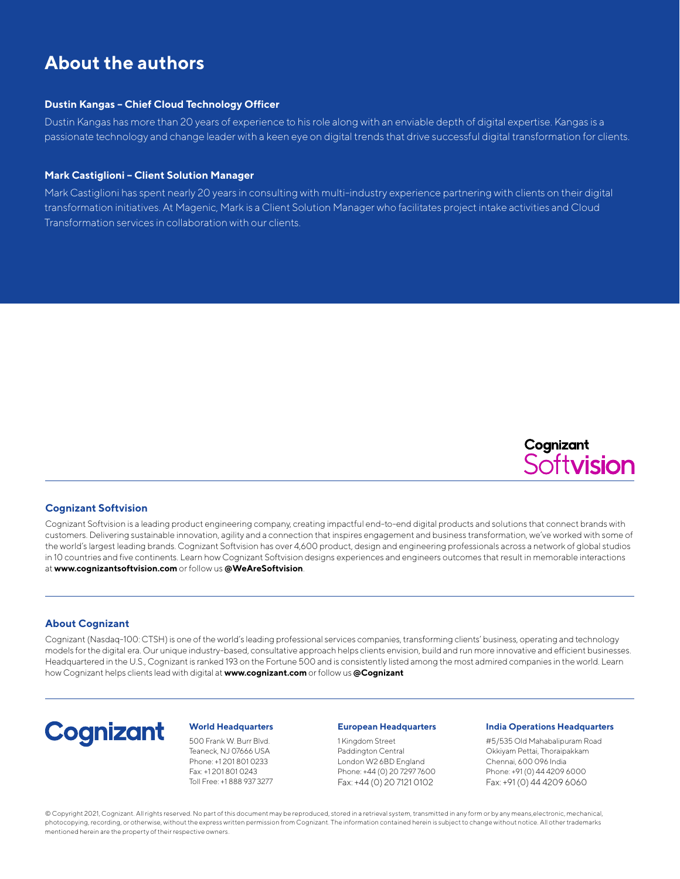## About the authors

**Dustin Kangas – Chief Cloud Technology Officer**

Dustin Kangas has more than 20 years of experience to his role along with an enviable depth of digital expertise. Kangas is a passionate technology and change leader with a keen eye on digital trends that drive successful digital transformation for clients.

**Mark Castiglioni – Client Solution Manager**

Mark Castiglioni has spent nearly 20 years in consulting with multi-industry experience partnering with clients on their digital transformation initiatives. At Magenic, Mark is a Client Solution Manager who facilitates project intake activities and Cloud Transformation services in collaboration with our clients.

Cognizant Softvision

### Cognizant Softvision

Cognizant Softvision is a leading product engineering company, creating impactful end-to-end digital products and solutions that connect brands with customers. Delivering sustainable innovation, agility and a connection that inspires engagement and business transformation, we've worked with some of the world's largest leading brands. Cognizant Softvision has over 4,600 product, design and engineering professionals across a network of global studios in 10 countries and five continents. Learn how Cognizant Softvision designs experiences and engineers outcomes that result in memorable interactions at **www.cognizantsoftvision.com** or follow us **@WeAreSoftvision**.

### About Cognizant

Cognizant (Nasdaq-100: CTSH) is one of the world's leading professional services companies, transforming clients' business, operating and technology models for the digital era. Our unique industry-based, consultative approach helps clients envision, build and run more innovative and efficient businesses. Headquartered in the U.S., Cognizant is ranked 193 on the Fortune 500 and is consistently listed among the most admired companies in the world. Learn how Cognizant helps clients lead with digital at **www.cognizant.com** or follow us **@Cognizant**

Cognizant

**World Headquarters**

500 Frank W. Burr Blvd.
Teaneck, NJ 07666 USA
Phone: +1 201 801 0233
Fax: +1 201 801 0243
Toll Free: +1 888 937 3277

**European Headquarters**

1 Kingdom Street
Paddington Central
London W2 6BD England
Phone: +44 (0) 20 7297 7600
Fax: +44 (0) 20 7121 0102

**India Operations Headquarters**

#5/535 Old Mahabalipuram Road
Okkiyam Pettai, Thoraipakkam
Chennai, 600 096 India
Phone: +91 (0) 44 4209 6000
Fax: +91 (0) 44 4209 6060

© Copyright 2021, Cognizant. All rights reserved. No part of this document may be reproduced, stored in a retrieval system, transmitted in any form or by any means,electronic, mechanical, photocopying, recording, or otherwise, without the express written permission from Cognizant. The information contained herein is subject to change without notice. All other trademarks mentioned herein are the property of their respective owners.